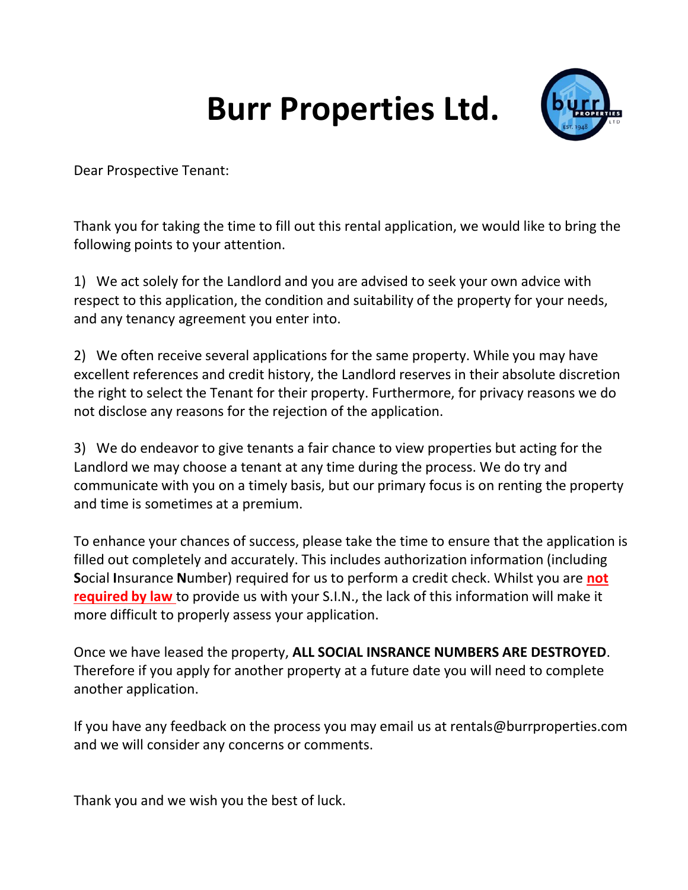# Burr Properties Ltd.

Dear Prospective Tenant:

Thank you for taking the time to fill out this rental application, we would like to bring the following points to your attention.

1) We act solely for the Landlord and you are advised to seek your own advice with respect to this application, the condition and suitability of the property for your needs, and any tenancy agreement you enter into.

2) We often receive several applications for the same property. While you may have excellent references and credit history, the Landlord reserves in their absolute discretion the right to select the Tenant for their property. Furthermore, for privacy reasons we do not disclose any reasons for the rejection of the application.

3) We do endeavor to give tenants a fair chance to view properties but acting for the Landlord we may choose a tenant at any time during the process. We do try and communicate with you on a timely basis, but our primary focus is on renting the property and time is sometimes at a premium.

To enhance your chances of success, please take the time to ensure that the application is filled out completely and accurately. This includes authorization information (including **S**ocial **I**nsurance **N**umber) required for us to perform a credit check. Whilst you are **not required by law** to provide us with your S.I.N., the lack of this information will make it more difficult to properly assess your application.

Once we have leased the property, **ALL SOCIAL INSRANCE NUMBERS ARE DESTROYED**. Therefore if you apply for another property at a future date you will need to complete another application.

If you have any feedback on the process you may email us at rentals@burrproperties.com and we will consider any concerns or comments.

Thank you and we wish you the best of luck.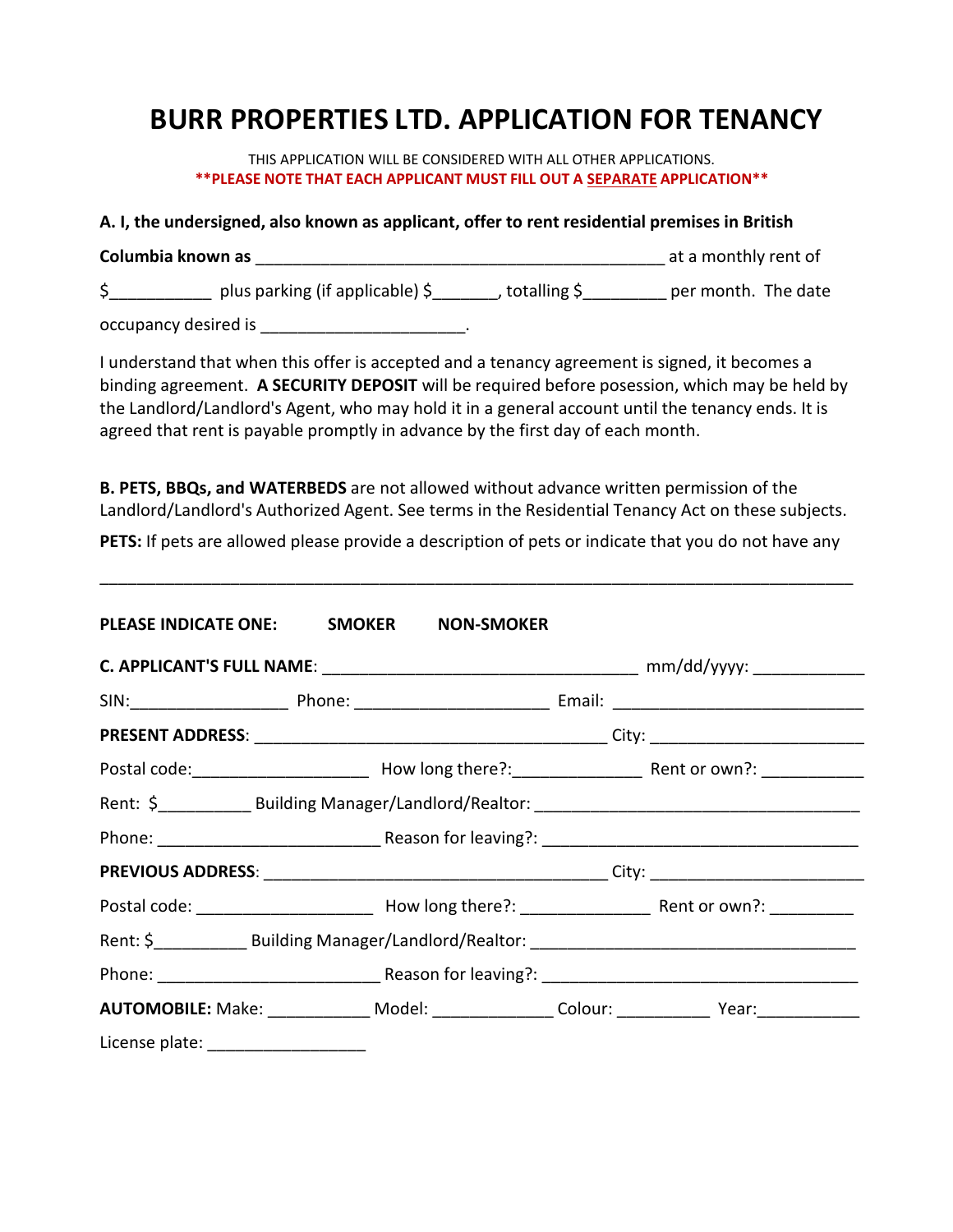# BURR PROPERTIES LTD. APPLICATION FOR TENANCY

THIS APPLICATION WILL BE CONSIDERED WITH ALL OTHER APPLICATIONS.

**\*\*PLEASE NOTE THAT EACH APPLICANT MUST FILL OUT A SEPARATE APPLICATION\*\***

**A. I, the undersigned, also known as applicant, offer to rent residential premises in British Columbia known as** ____________________________________________ at a monthly rent of $___________ plus parking (if applicable) $_______, totalling $_________ per month. The date occupancy desired is ______________________.

I understand that when this offer is accepted and a tenancy agreement is signed, it becomes a binding agreement. **A SECURITY DEPOSIT** will be required before posession, which may be held by the Landlord/Landlord's Agent, who may hold it in a general account until the tenancy ends. It is agreed that rent is payable promptly in advance by the first day of each month.

**B. PETS, BBQs, and WATERBEDS** are not allowed without advance written permission of the Landlord/Landlord's Authorized Agent. See terms in the Residential Tenancy Act on these subjects.

**PETS:** If pets are allowed please provide a description of pets or indicate that you do not have any

___________________________________________________________________________________

**PLEASE INDICATE ONE:** **SMOKER** **NON-SMOKER**

**C. APPLICANT'S FULL NAME**: __________________________________ mm/dd/yyyy: ____________

SIN:_________________ Phone: _____________________ Email: ___________________________

**PRESENT ADDRESS**: _______________________________________ City: _______________________

Postal code:___________________ How long there?:______________ Rent or own?: ___________

Rent: $__________ Building Manager/Landlord/Realtor: ___________________________________

Phone: ________________________ Reason for leaving?: __________________________________

**PREVIOUS ADDRESS**: ______________________________________ City: _______________________

Postal code: ___________________ How long there?: ______________ Rent or own?: _________

Rent: $__________ Building Manager/Landlord/Realtor: ___________________________________

Phone: ________________________ Reason for leaving?: __________________________________

**AUTOMOBILE:** Make: ___________ Model: _____________ Colour: __________ Year:___________

License plate: _________________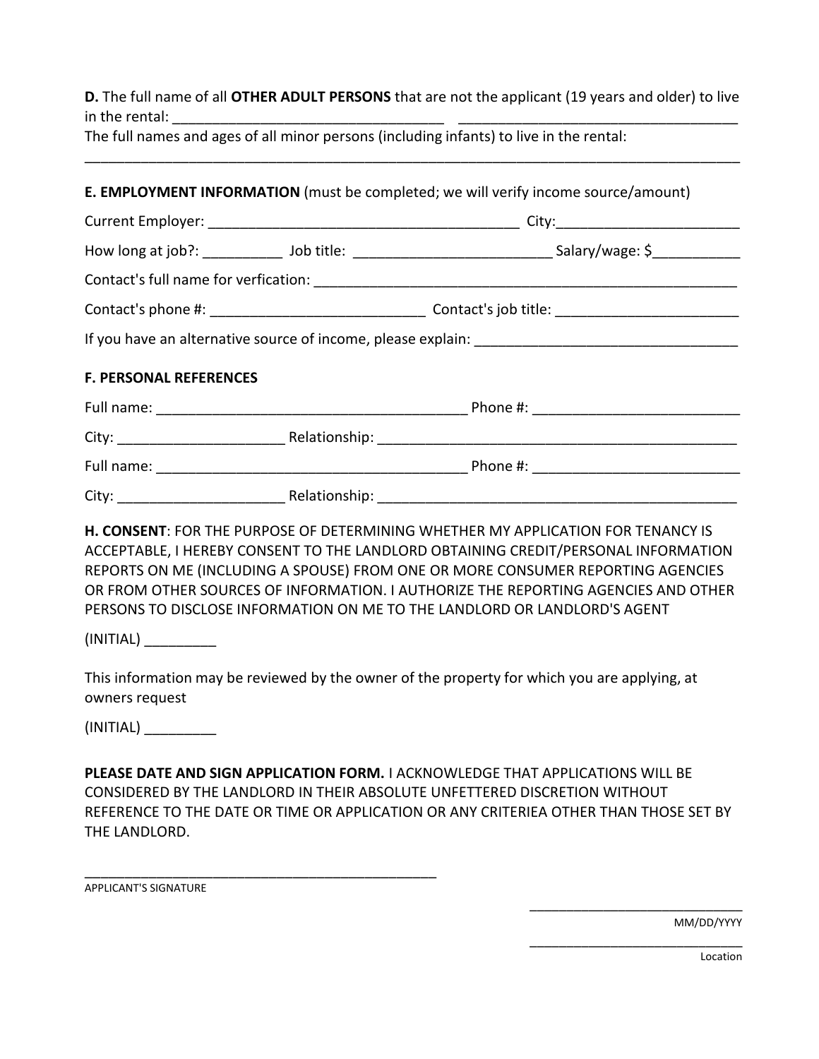**D.** The full name of all **OTHER ADULT PERSONS** that are not the applicant (19 years and older) to live in the rental: __________________________________ __________________________________

The full names and ages of all minor persons (including infants) to live in the rental:

____________________________________________________________________________________

**E. EMPLOYMENT INFORMATION** (must be completed; we will verify income source/amount)

Current Employer: _______________________________________ City:______________________

How long at job?: __________ Job title: _________________________ Salary/wage: $___________

Contact's full name for verfication: ______________________________________________________

Contact's phone #: ___________________________ Contact's job title: _______________________

If you have an alternative source of income, please explain: _________________________________

**F. PERSONAL REFERENCES**

Full name: _______________________________________ Phone #: __________________________

City: _____________________ Relationship: _____________________________________________

Full name: _______________________________________ Phone #: __________________________

City: _____________________ Relationship: _____________________________________________

**H. CONSENT**: FOR THE PURPOSE OF DETERMINING WHETHER MY APPLICATION FOR TENANCY IS ACCEPTABLE, I HEREBY CONSENT TO THE LANDLORD OBTAINING CREDIT/PERSONAL INFORMATION REPORTS ON ME (INCLUDING A SPOUSE) FROM ONE OR MORE CONSUMER REPORTING AGENCIES OR FROM OTHER SOURCES OF INFORMATION. I AUTHORIZE THE REPORTING AGENCIES AND OTHER PERSONS TO DISCLOSE INFORMATION ON ME TO THE LANDLORD OR LANDLORD'S AGENT

(INITIAL) _________

This information may be reviewed by the owner of the property for which you are applying, at owners request

(INITIAL) _________

**PLEASE DATE AND SIGN APPLICATION FORM.** I ACKNOWLEDGE THAT APPLICATIONS WILL BE CONSIDERED BY THE LANDLORD IN THEIR ABSOLUTE UNFETTERED DISCRETION WITHOUT REFERENCE TO THE DATE OR TIME OR APPLICATION OR ANY CRITERIEA OTHER THAN THOSE SET BY THE LANDLORD.

_______________________________________________
APPLICANT'S SIGNATURE

______________________________
MM/DD/YYYY

______________________________
Location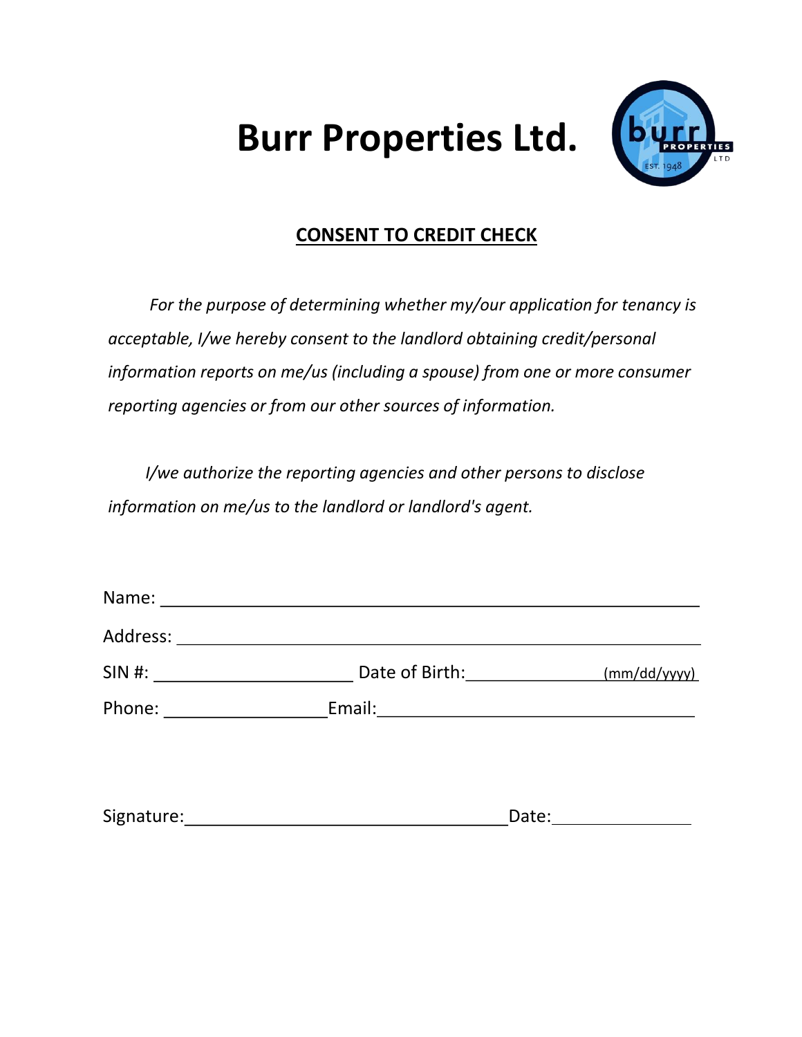# Burr Properties Ltd.

## CONSENT TO CREDIT CHECK

*For the purpose of determining whether my/our application for tenancy is acceptable, I/we hereby consent to the landlord obtaining credit/personal information reports on me/us (including a spouse) from one or more consumer reporting agencies or from our other sources of information.*

*I/we authorize the reporting agencies and other persons to disclose information on me/us to the landlord or landlord's agent.*

Name: ______________________________________________

Address: ____________________________________________

SIN #: ____________________ Date of Birth: ______________ (mm/dd/yyyy)

Phone: ________________ Email: ______________________________

Signature: ________________________________ Date: ______________